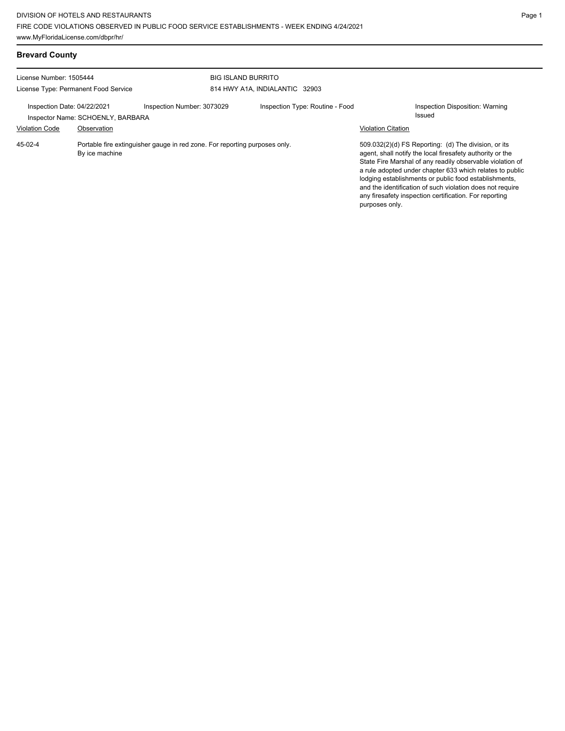DIVISION OF HOTELS AND RESTAURANTS
FIRE CODE VIOLATIONS OBSERVED IN PUBLIC FOOD SERVICE ESTABLISHMENTS - WEEK ENDING 4/24/2021
www.MyFloridaLicense.com/dbpr/hr/

## Brevard County

License Number: 1505444
License Type: Permanent Food Service

BIG ISLAND BURRITO
814 HWY A1A, INDIALANTIC 32903

Inspection Date: 04/22/2021
Inspector Name: SCHOENLY, BARBARA
Inspection Number: 3073029
Inspection Type: Routine - Food
Inspection Disposition: Warning Issued

| Violation Code | Observation | Violation Citation |
|---|---|---|
| 45-02-4 | Portable fire extinguisher gauge in red zone. For reporting purposes only. By ice machine | 509.032(2)(d) FS Reporting: (d) The division, or its agent, shall notify the local firesafety authority or the State Fire Marshal of any readily observable violation of a rule adopted under chapter 633 which relates to public lodging establishments or public food establishments, and the identification of such violation does not require any firesafety inspection certification. For reporting purposes only. |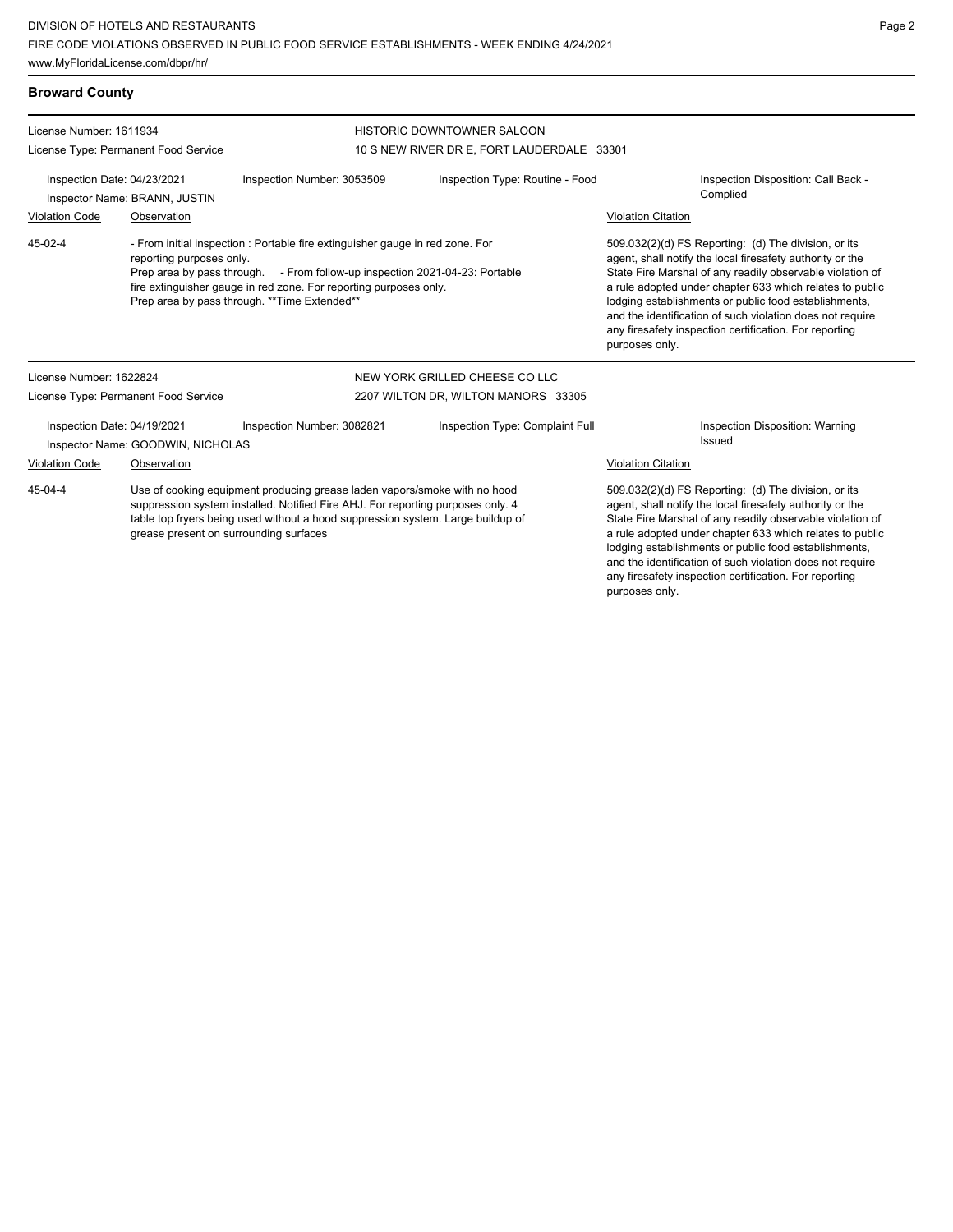## Broward County

License Number: 1611934
License Type: Permanent Food Service

HISTORIC DOWNTOWNER SALOON
10 S NEW RIVER DR E, FORT LAUDERDALE 33301

Inspection Date: 04/23/2021
Inspector Name: BRANN, JUSTIN
Inspection Number: 3053509
Inspection Type: Routine - Food
Inspection Disposition: Call Back - Complied

| Violation Code | Observation | Violation Citation |
|---|---|---|
| 45-02-4 | - From initial inspection : Portable fire extinguisher gauge in red zone. For reporting purposes only. Prep area by pass through. - From follow-up inspection 2021-04-23: Portable fire extinguisher gauge in red zone. For reporting purposes only. Prep area by pass through. **Time Extended** | 509.032(2)(d) FS Reporting: (d) The division, or its agent, shall notify the local firesafety authority or the State Fire Marshal of any readily observable violation of a rule adopted under chapter 633 which relates to public lodging establishments or public food establishments, and the identification of such violation does not require any firesafety inspection certification. For reporting purposes only. |

License Number: 1622824
License Type: Permanent Food Service

NEW YORK GRILLED CHEESE CO LLC
2207 WILTON DR, WILTON MANORS 33305

Inspection Date: 04/19/2021
Inspector Name: GOODWIN, NICHOLAS
Inspection Number: 3082821
Inspection Type: Complaint Full
Inspection Disposition: Warning Issued

| Violation Code | Observation | Violation Citation |
|---|---|---|
| 45-04-4 | Use of cooking equipment producing grease laden vapors/smoke with no hood suppression system installed. Notified Fire AHJ. For reporting purposes only. 4 table top fryers being used without a hood suppression system. Large buildup of grease present on surrounding surfaces | 509.032(2)(d) FS Reporting: (d) The division, or its agent, shall notify the local firesafety authority or the State Fire Marshal of any readily observable violation of a rule adopted under chapter 633 which relates to public lodging establishments or public food establishments, and the identification of such violation does not require any firesafety inspection certification. For reporting purposes only. |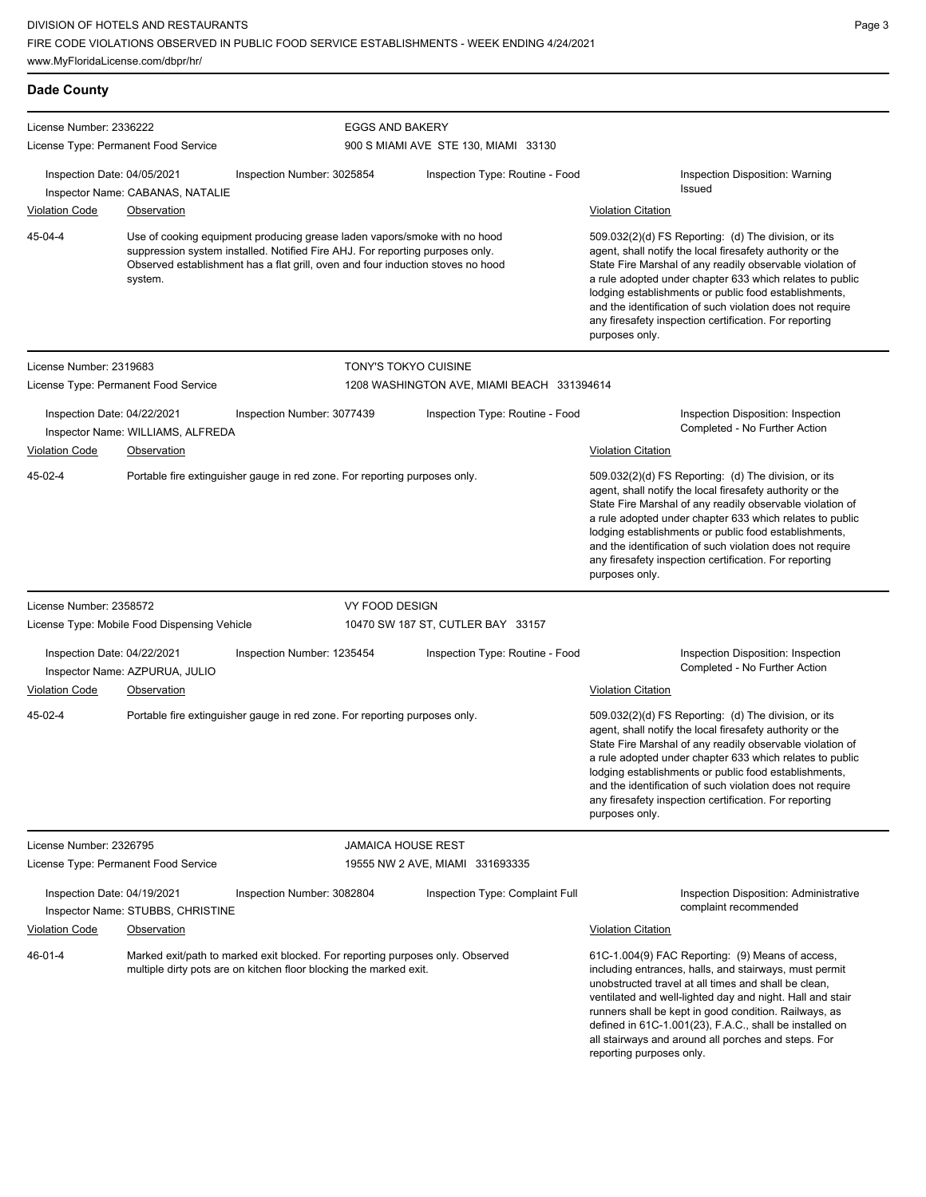## Dade County

License Number: 2336222
License Type: Permanent Food Service

**EGGS AND BAKERY**
900 S MIAMI AVE STE 130, MIAMI 33130

Inspection Date: 04/05/2021
Inspection Number: 3025854
Inspection Type: Routine - Food
Inspection Disposition: Warning Issued
Inspector Name: CABANAS, NATALIE

| Violation Code | Observation | Violation Citation |
|---|---|---|
| 45-04-4 | Use of cooking equipment producing grease laden vapors/smoke with no hood suppression system installed. Notified Fire AHJ. For reporting purposes only. Observed establishment has a flat grill, oven and four induction stoves no hood system. | 509.032(2)(d) FS Reporting: (d) The division, or its agent, shall notify the local firesafety authority or the State Fire Marshal of any readily observable violation of a rule adopted under chapter 633 which relates to public lodging establishments or public food establishments, and the identification of such violation does not require any firesafety inspection certification. For reporting purposes only. |

License Number: 2319683
License Type: Permanent Food Service

**TONY'S TOKYO CUISINE**
1208 WASHINGTON AVE, MIAMI BEACH 331394614

Inspection Date: 04/22/2021
Inspection Number: 3077439
Inspection Type: Routine - Food
Inspection Disposition: Inspection Completed - No Further Action
Inspector Name: WILLIAMS, ALFREDA

| Violation Code | Observation | Violation Citation |
|---|---|---|
| 45-02-4 | Portable fire extinguisher gauge in red zone. For reporting purposes only. | 509.032(2)(d) FS Reporting: (d) The division, or its agent, shall notify the local firesafety authority or the State Fire Marshal of any readily observable violation of a rule adopted under chapter 633 which relates to public lodging establishments or public food establishments, and the identification of such violation does not require any firesafety inspection certification. For reporting purposes only. |

License Number: 2358572
License Type: Mobile Food Dispensing Vehicle

**VY FOOD DESIGN**
10470 SW 187 ST, CUTLER BAY 33157

Inspection Date: 04/22/2021
Inspection Number: 1235454
Inspection Type: Routine - Food
Inspection Disposition: Inspection Completed - No Further Action
Inspector Name: AZPURUA, JULIO

| Violation Code | Observation | Violation Citation |
|---|---|---|
| 45-02-4 | Portable fire extinguisher gauge in red zone. For reporting purposes only. | 509.032(2)(d) FS Reporting: (d) The division, or its agent, shall notify the local firesafety authority or the State Fire Marshal of any readily observable violation of a rule adopted under chapter 633 which relates to public lodging establishments or public food establishments, and the identification of such violation does not require any firesafety inspection certification. For reporting purposes only. |

License Number: 2326795
License Type: Permanent Food Service

**JAMAICA HOUSE REST**
19555 NW 2 AVE, MIAMI 331693335

Inspection Date: 04/19/2021
Inspection Number: 3082804
Inspection Type: Complaint Full
Inspection Disposition: Administrative complaint recommended
Inspector Name: STUBBS, CHRISTINE

| Violation Code | Observation | Violation Citation |
|---|---|---|
| 46-01-4 | Marked exit/path to marked exit blocked. For reporting purposes only. Observed multiple dirty pots are on kitchen floor blocking the marked exit. | 61C-1.004(9) FAC Reporting: (9) Means of access, including entrances, halls, and stairways, must permit unobstructed travel at all times and shall be clean, ventilated and well-lighted day and night. Hall and stair runners shall be kept in good condition. Railways, as defined in 61C-1.001(23), F.A.C., shall be installed on all stairways and around all porches and steps. For reporting purposes only. |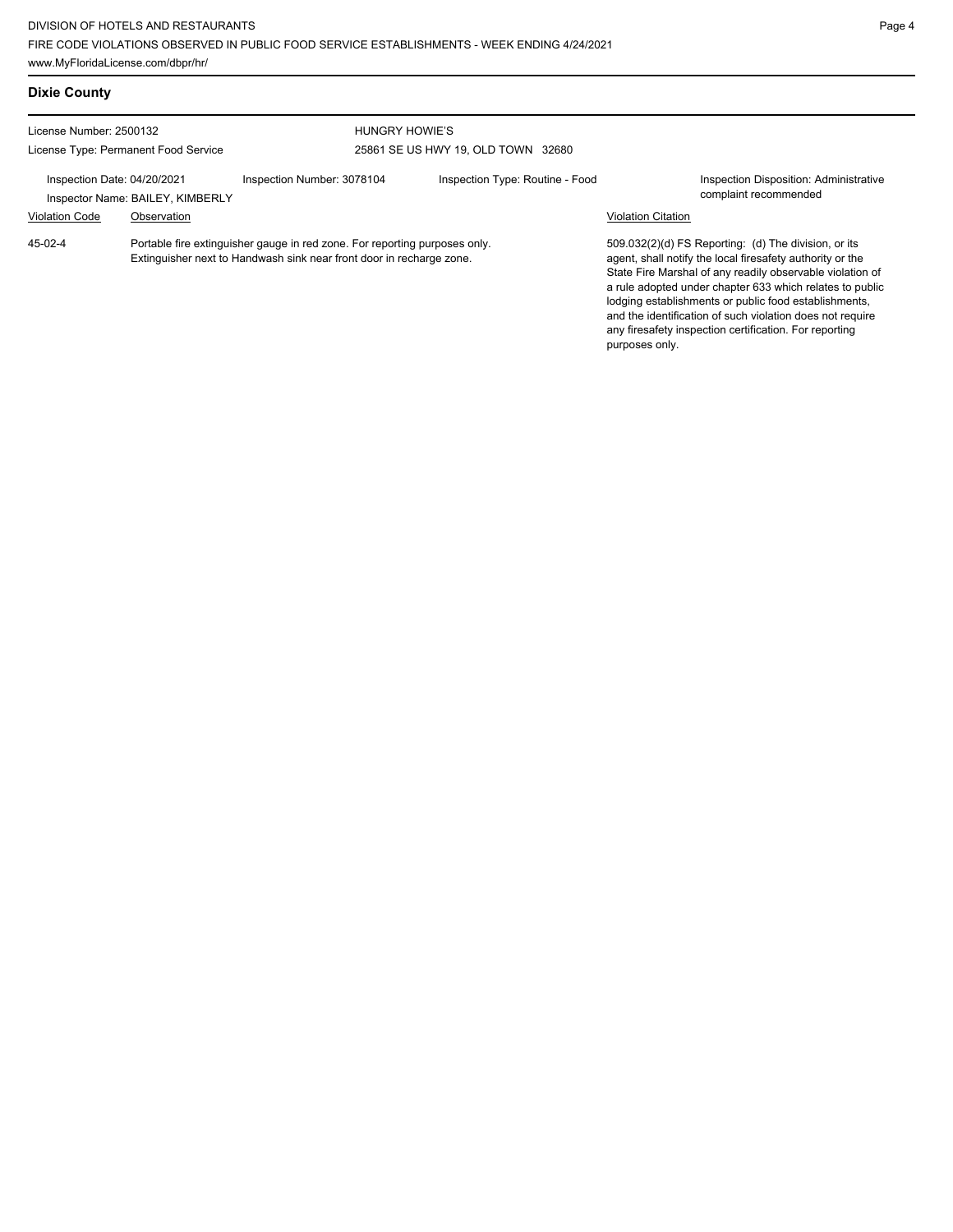## Dixie County

License Number: 2500132

License Type: Permanent Food Service

**HUNGRY HOWIE'S**

25861 SE US HWY 19, OLD TOWN 32680

Inspection Date: 04/20/2021

Inspection Number: 3078104

Inspection Type: Routine - Food

Inspection Disposition: Administrative complaint recommended

Inspector Name: BAILEY, KIMBERLY

| Violation Code | Observation | Violation Citation |
|---|---|---|
| 45-02-4 | Portable fire extinguisher gauge in red zone. For reporting purposes only. Extinguisher next to Handwash sink near front door in recharge zone. | 509.032(2)(d) FS Reporting: (d) The division, or its agent, shall notify the local firesafety authority or the State Fire Marshal of any readily observable violation of a rule adopted under chapter 633 which relates to public lodging establishments or public food establishments, and the identification of such violation does not require any firesafety inspection certification. For reporting purposes only. |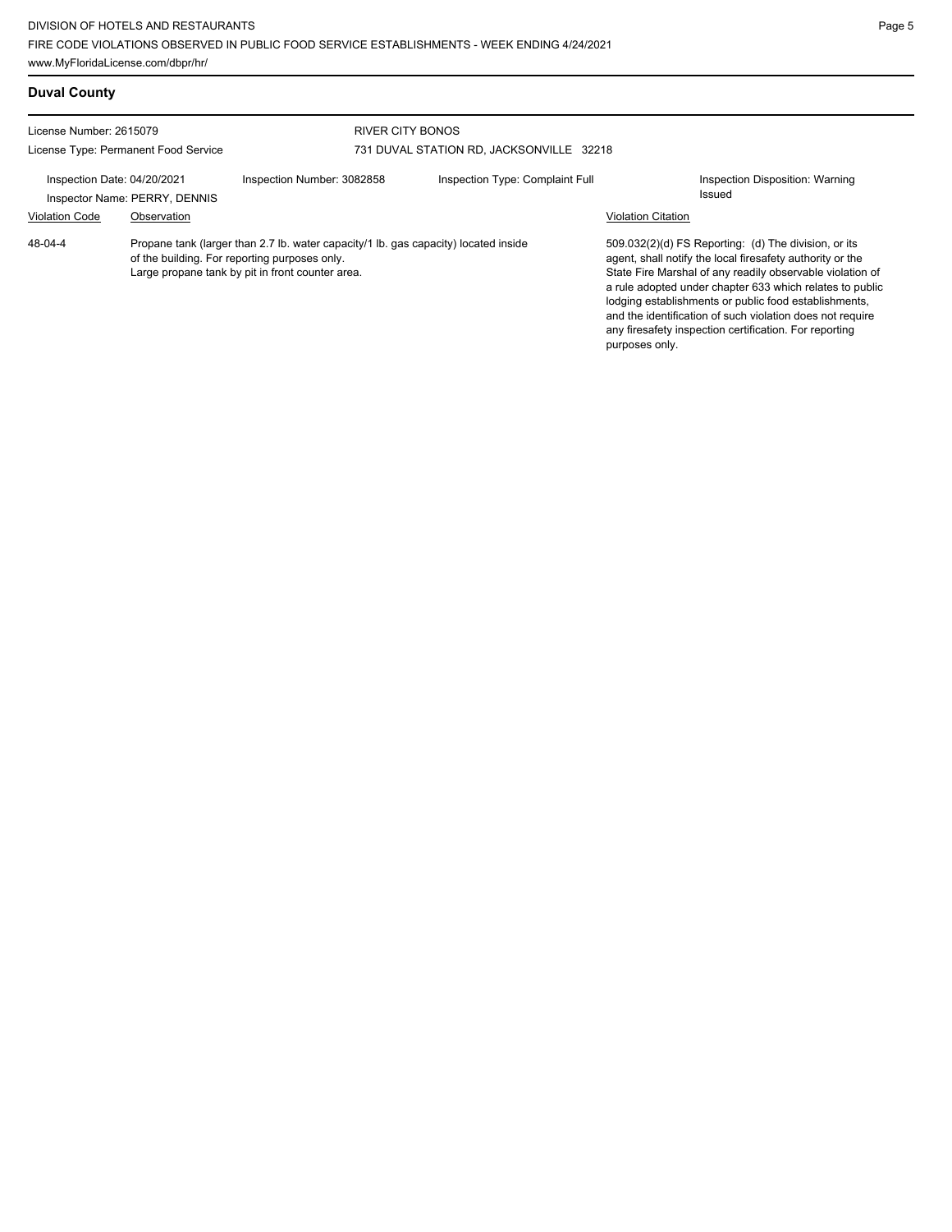## Duval County

License Number: 2615079

License Type: Permanent Food Service

RIVER CITY BONOS

731 DUVAL STATION RD, JACKSONVILLE 32218

Inspection Date: 04/20/2021

Inspector Name: PERRY, DENNIS

Inspection Number: 3082858

Inspection Type: Complaint Full

Inspection Disposition: Warning Issued

| Violation Code | Observation | Violation Citation |
| --- | --- | --- |
| 48-04-4 | Propane tank (larger than 2.7 lb. water capacity/1 lb. gas capacity) located inside of the building. For reporting purposes only. Large propane tank by pit in front counter area. | 509.032(2)(d) FS Reporting: (d) The division, or its agent, shall notify the local firesafety authority or the State Fire Marshal of any readily observable violation of a rule adopted under chapter 633 which relates to public lodging establishments or public food establishments, and the identification of such violation does not require any firesafety inspection certification. For reporting purposes only. |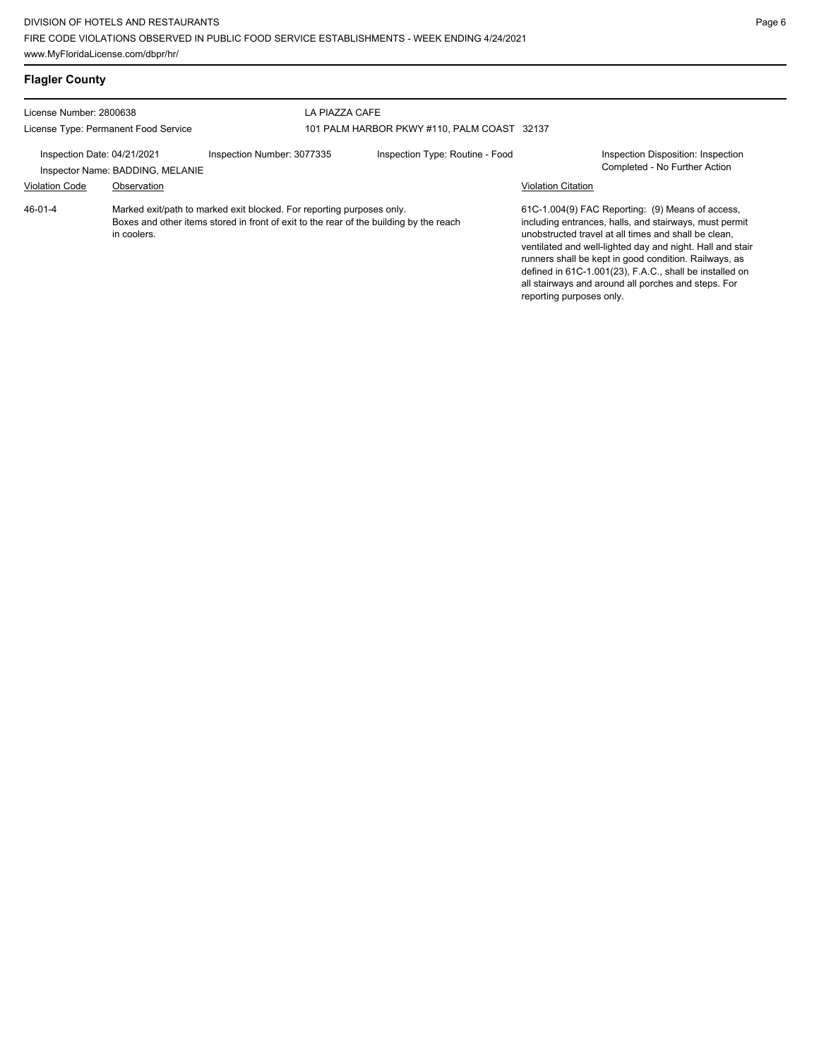## Flagler County

License Number: 2800638

License Type: Permanent Food Service

LA PIAZZA CAFE

101 PALM HARBOR PKWY #110, PALM COAST 32137

Inspection Date: 04/21/2021

Inspection Number: 3077335

Inspection Type: Routine - Food

Inspection Disposition: Inspection Completed - No Further Action

Inspector Name: BADDING, MELANIE

| Violation Code | Observation | Violation Citation |
| --- | --- | --- |
| 46-01-4 | Marked exit/path to marked exit blocked. For reporting purposes only. Boxes and other items stored in front of exit to the rear of the building by the reach in coolers. | 61C-1.004(9) FAC Reporting: (9) Means of access, including entrances, halls, and stairways, must permit unobstructed travel at all times and shall be clean, ventilated and well-lighted day and night. Hall and stair runners shall be kept in good condition. Railways, as defined in 61C-1.001(23), F.A.C., shall be installed on all stairways and around all porches and steps. For reporting purposes only. |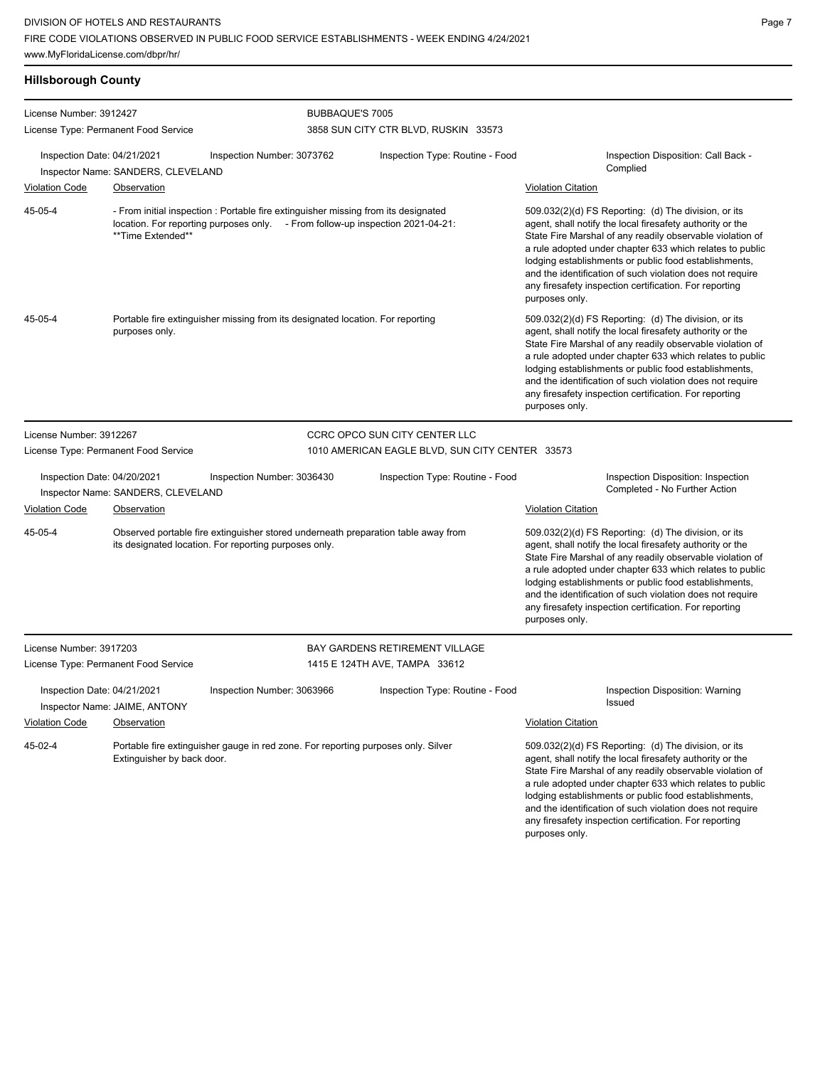## Hillsborough County

**License Number:** 3912427
**License Type:** Permanent Food Service

**BUBBAQUE'S 7005**
3858 SUN CITY CTR BLVD, RUSKIN 33573

**Inspection Date:** 04/21/2021
**Inspection Number:** 3073762
**Inspection Type:** Routine - Food
**Inspection Disposition:** Call Back - Complied
**Inspector Name:** SANDERS, CLEVELAND

| Violation Code | Observation | Violation Citation |
| --- | --- | --- |
| 45-05-4 | - From initial inspection : Portable fire extinguisher missing from its designated location. For reporting purposes only. - From follow-up inspection 2021-04-21: **Time Extended** | 509.032(2)(d) FS Reporting: (d) The division, or its agent, shall notify the local firesafety authority or the State Fire Marshal of any readily observable violation of a rule adopted under chapter 633 which relates to public lodging establishments or public food establishments, and the identification of such violation does not require any firesafety inspection certification. For reporting purposes only. |
| 45-05-4 | Portable fire extinguisher missing from its designated location. For reporting purposes only. | 509.032(2)(d) FS Reporting: (d) The division, or its agent, shall notify the local firesafety authority or the State Fire Marshal of any readily observable violation of a rule adopted under chapter 633 which relates to public lodging establishments or public food establishments, and the identification of such violation does not require any firesafety inspection certification. For reporting purposes only. |

**License Number:** 3912267
**License Type:** Permanent Food Service

**CCRC OPCO SUN CITY CENTER LLC**
1010 AMERICAN EAGLE BLVD, SUN CITY CENTER 33573

**Inspection Date:** 04/20/2021
**Inspection Number:** 3036430
**Inspection Type:** Routine - Food
**Inspection Disposition:** Inspection Completed - No Further Action
**Inspector Name:** SANDERS, CLEVELAND

| Violation Code | Observation | Violation Citation |
| --- | --- | --- |
| 45-05-4 | Observed portable fire extinguisher stored underneath preparation table away from its designated location. For reporting purposes only. | 509.032(2)(d) FS Reporting: (d) The division, or its agent, shall notify the local firesafety authority or the State Fire Marshal of any readily observable violation of a rule adopted under chapter 633 which relates to public lodging establishments or public food establishments, and the identification of such violation does not require any firesafety inspection certification. For reporting purposes only. |

**License Number:** 3917203
**License Type:** Permanent Food Service

**BAY GARDENS RETIREMENT VILLAGE**
1415 E 124TH AVE, TAMPA 33612

**Inspection Date:** 04/21/2021
**Inspection Number:** 3063966
**Inspection Type:** Routine - Food
**Inspection Disposition:** Warning Issued
**Inspector Name:** JAIME, ANTONY

| Violation Code | Observation | Violation Citation |
| --- | --- | --- |
| 45-02-4 | Portable fire extinguisher gauge in red zone. For reporting purposes only. Silver Extinguisher by back door. | 509.032(2)(d) FS Reporting: (d) The division, or its agent, shall notify the local firesafety authority or the State Fire Marshal of any readily observable violation of a rule adopted under chapter 633 which relates to public lodging establishments or public food establishments, and the identification of such violation does not require any firesafety inspection certification. For reporting purposes only. |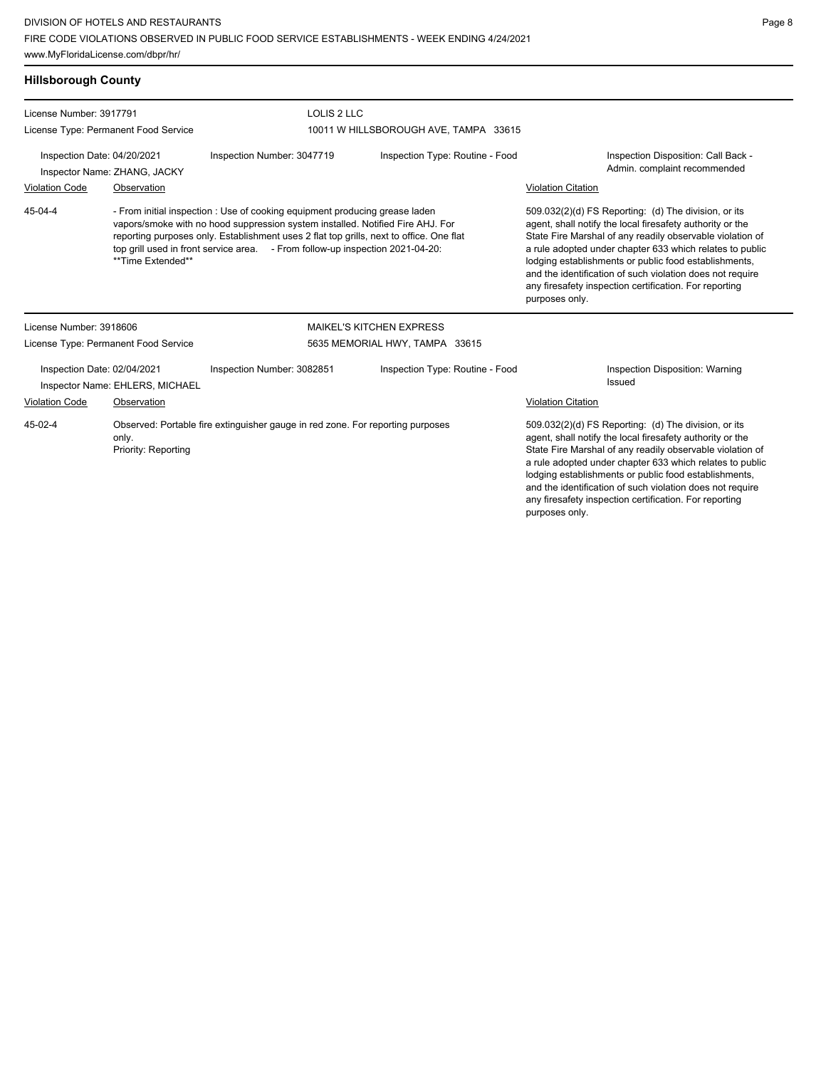## Hillsborough County

License Number: 3917791
License Type: Permanent Food Service

LOLIS 2 LLC
10011 W HILLSBOROUGH AVE, TAMPA 33615

Inspection Date: 04/20/2021
Inspector Name: ZHANG, JACKY
Inspection Number: 3047719
Inspection Type: Routine - Food
Inspection Disposition: Call Back - Admin. complaint recommended

| Violation Code | Observation | Violation Citation |
| --- | --- | --- |
| 45-04-4 | - From initial inspection : Use of cooking equipment producing grease laden vapors/smoke with no hood suppression system installed. Notified Fire AHJ. For reporting purposes only. Establishment uses 2 flat top grills, next to office. One flat top grill used in front service area. - From follow-up inspection 2021-04-20: **Time Extended** | 509.032(2)(d) FS Reporting: (d) The division, or its agent, shall notify the local firesafety authority or the State Fire Marshal of any readily observable violation of a rule adopted under chapter 633 which relates to public lodging establishments or public food establishments, and the identification of such violation does not require any firesafety inspection certification. For reporting purposes only. |

License Number: 3918606
License Type: Permanent Food Service

MAIKEL'S KITCHEN EXPRESS
5635 MEMORIAL HWY, TAMPA 33615

Inspection Date: 02/04/2021
Inspector Name: EHLERS, MICHAEL
Inspection Number: 3082851
Inspection Type: Routine - Food
Inspection Disposition: Warning Issued

| Violation Code | Observation | Violation Citation |
| --- | --- | --- |
| 45-02-4 | Observed: Portable fire extinguisher gauge in red zone. For reporting purposes only. Priority: Reporting | 509.032(2)(d) FS Reporting: (d) The division, or its agent, shall notify the local firesafety authority or the State Fire Marshal of any readily observable violation of a rule adopted under chapter 633 which relates to public lodging establishments or public food establishments, and the identification of such violation does not require any firesafety inspection certification. For reporting purposes only. |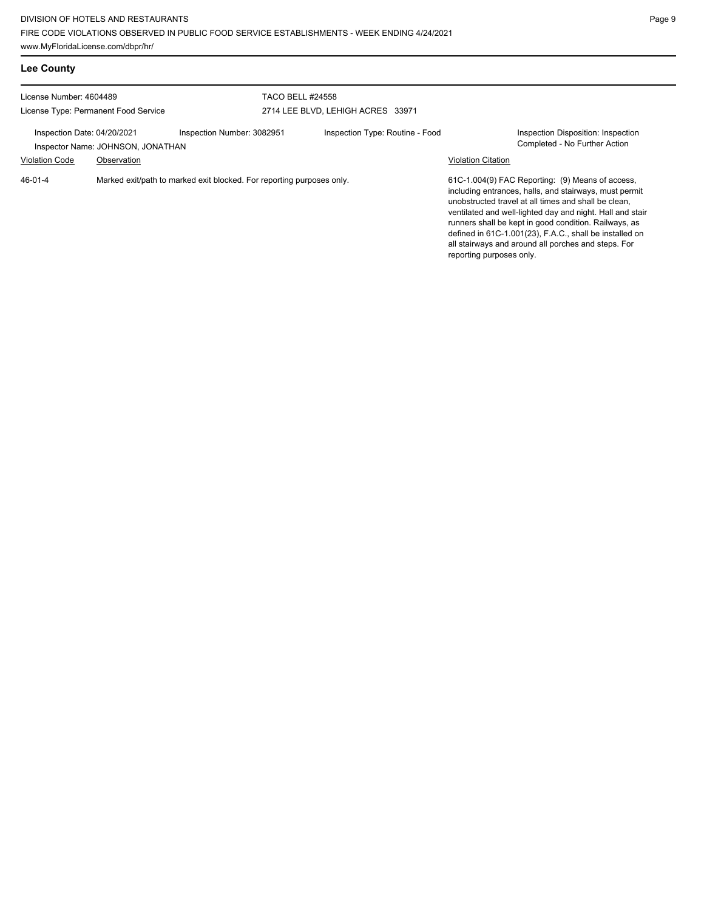## Lee County

License Number: 4604489

License Type: Permanent Food Service

TACO BELL #24558

2714 LEE BLVD, LEHIGH ACRES 33971

Inspection Date: 04/20/2021

Inspection Number: 3082951

Inspection Type: Routine - Food

Inspection Disposition: Inspection Completed - No Further Action

Inspector Name: JOHNSON, JONATHAN

| Violation Code | Observation | Violation Citation |
|---|---|---|
| 46-01-4 | Marked exit/path to marked exit blocked. For reporting purposes only. | 61C-1.004(9) FAC Reporting: (9) Means of access, including entrances, halls, and stairways, must permit unobstructed travel at all times and shall be clean, ventilated and well-lighted day and night. Hall and stair runners shall be kept in good condition. Railways, as defined in 61C-1.001(23), F.A.C., shall be installed on all stairways and around all porches and steps. For reporting purposes only. |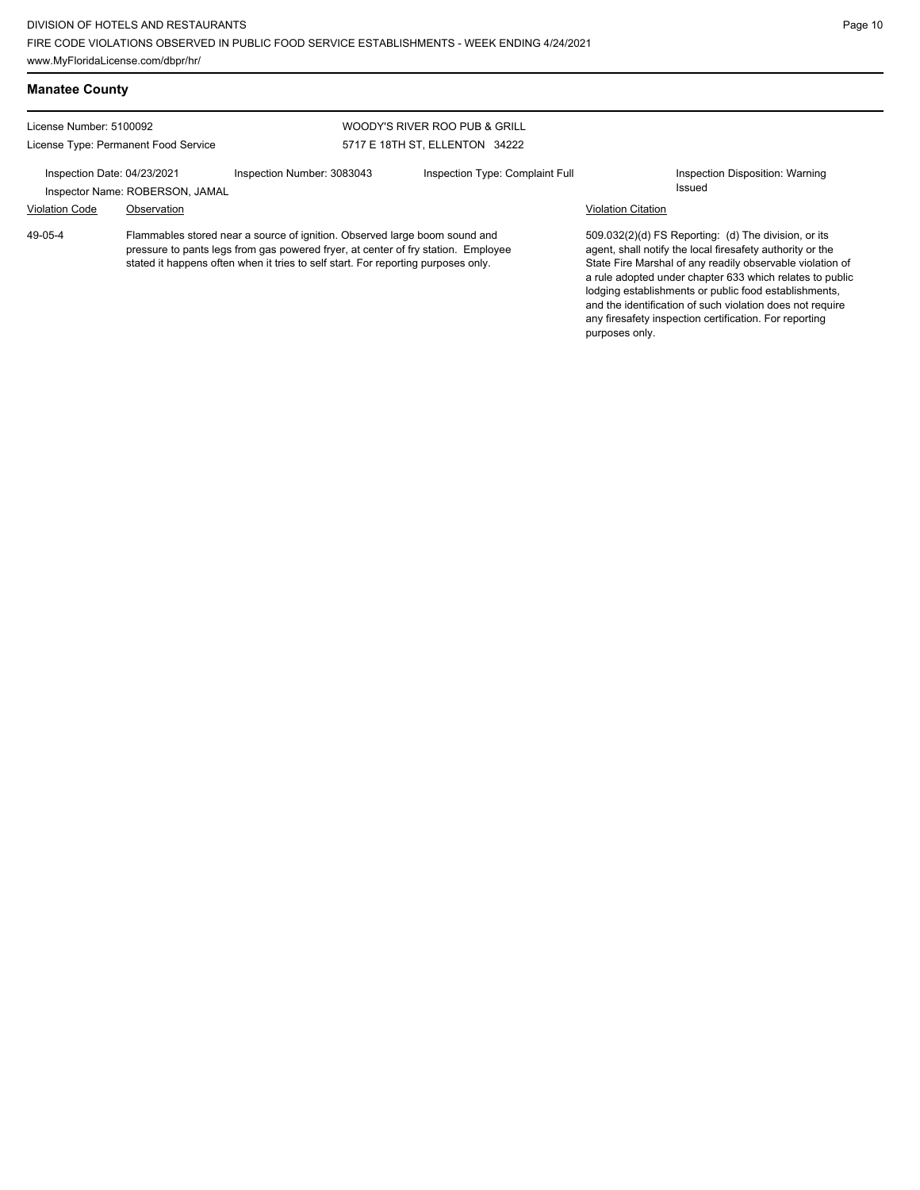## Manatee County

License Number: 5100092

License Type: Permanent Food Service

WOODY'S RIVER ROO PUB & GRILL
5717 E 18TH ST, ELLENTON 34222

Inspection Date: 04/23/2021 | Inspection Number: 3083043 | Inspection Type: Complaint Full | Inspection Disposition: Warning Issued

Inspector Name: ROBERSON, JAMAL

| Violation Code | Observation | Violation Citation |
| --- | --- | --- |
| 49-05-4 | Flammables stored near a source of ignition. Observed large boom sound and pressure to pants legs from gas powered fryer, at center of fry station. Employee stated it happens often when it tries to self start. For reporting purposes only. | 509.032(2)(d) FS Reporting: (d) The division, or its agent, shall notify the local firesafety authority or the State Fire Marshal of any readily observable violation of a rule adopted under chapter 633 which relates to public lodging establishments or public food establishments, and the identification of such violation does not require any firesafety inspection certification. For reporting purposes only. |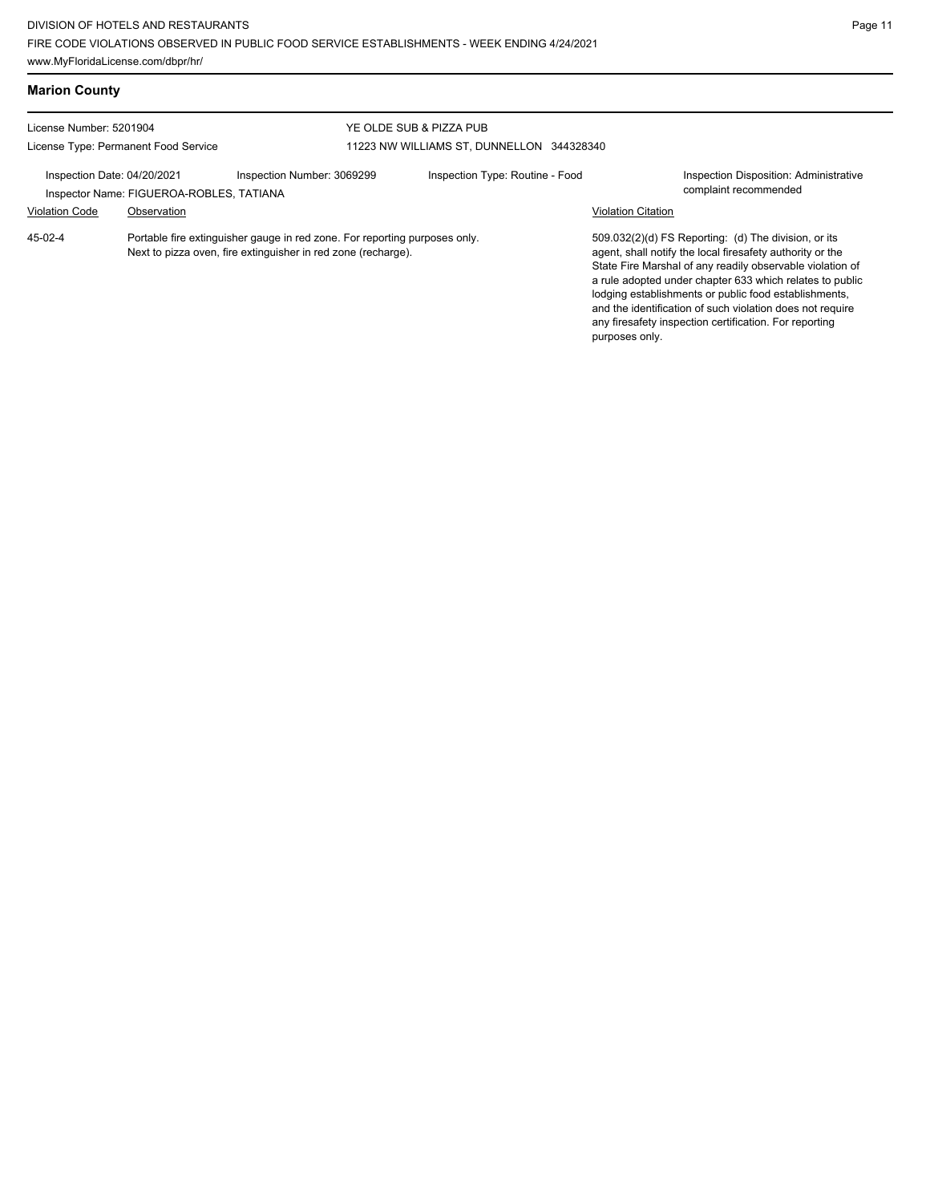## Marion County

License Number: 5201904

License Type: Permanent Food Service

YE OLDE SUB & PIZZA PUB

11223 NW WILLIAMS ST, DUNNELLON 344328340

Inspection Date: 04/20/2021 Inspection Number: 3069299 Inspection Type: Routine - Food Inspection Disposition: Administrative complaint recommended

Inspector Name: FIGUEROA-ROBLES, TATIANA

| Violation Code | Observation | Violation Citation |
| --- | --- | --- |
| 45-02-4 | Portable fire extinguisher gauge in red zone. For reporting purposes only. Next to pizza oven, fire extinguisher in red zone (recharge). | 509.032(2)(d) FS Reporting: (d) The division, or its agent, shall notify the local firesafety authority or the State Fire Marshal of any readily observable violation of a rule adopted under chapter 633 which relates to public lodging establishments or public food establishments, and the identification of such violation does not require any firesafety inspection certification. For reporting purposes only. |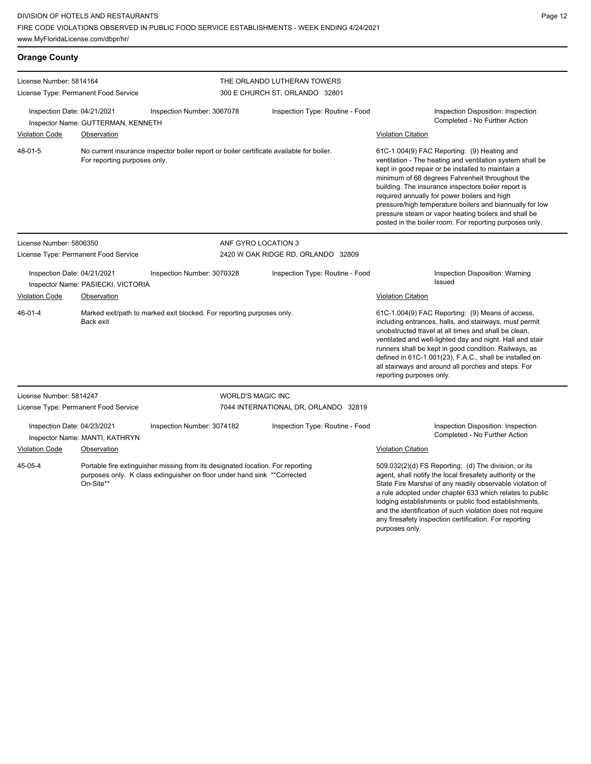DIVISION OF HOTELS AND RESTAURANTS
FIRE CODE VIOLATIONS OBSERVED IN PUBLIC FOOD SERVICE ESTABLISHMENTS - WEEK ENDING 4/24/2021
www.MyFloridaLicense.com/dbpr/hr/

## Orange County

License Number: 5814164
License Type: Permanent Food Service

THE ORLANDO LUTHERAN TOWERS
300 E CHURCH ST, ORLANDO 32801

Inspection Date: 04/21/2021
Inspection Number: 3067078
Inspection Type: Routine - Food
Inspection Disposition: Inspection Completed - No Further Action
Inspector Name: GUTTERMAN, KENNETH

| Violation Code | Observation | Violation Citation |
| --- | --- | --- |
| 48-01-5 | No current insurance inspector boiler report or boiler certificate available for boiler. For reporting purposes only. | 61C-1.004(9) FAC Reporting: (9) Heating and ventilation - The heating and ventilation system shall be kept in good repair or be installed to maintain a minimum of 68 degrees Fahrenheit throughout the building. The insurance inspectors boiler report is required annually for power boilers and high pressure/high temperature boilers and biannually for low pressure steam or vapor heating boilers and shall be posted in the boiler room. For reporting purposes only. |

License Number: 5806350
License Type: Permanent Food Service

ANF GYRO LOCATION 3
2420 W OAK RIDGE RD, ORLANDO 32809

Inspection Date: 04/21/2021
Inspection Number: 3070328
Inspection Type: Routine - Food
Inspection Disposition: Warning Issued
Inspector Name: PASIECKI, VICTORIA

| Violation Code | Observation | Violation Citation |
| --- | --- | --- |
| 46-01-4 | Marked exit/path to marked exit blocked. For reporting purposes only. Back exit | 61C-1.004(9) FAC Reporting: (9) Means of access, including entrances, halls, and stairways, must permit unobstructed travel at all times and shall be clean, ventilated and well-lighted day and night. Hall and stair runners shall be kept in good condition. Railways, as defined in 61C-1.001(23), F.A.C., shall be installed on all stairways and around all porches and steps. For reporting purposes only. |

License Number: 5814247
License Type: Permanent Food Service

WORLD'S MAGIC INC
7044 INTERNATIONAL DR, ORLANDO 32819

Inspection Date: 04/23/2021
Inspection Number: 3074182
Inspection Type: Routine - Food
Inspection Disposition: Inspection Completed - No Further Action
Inspector Name: MANTI, KATHRYN

| Violation Code | Observation | Violation Citation |
| --- | --- | --- |
| 45-05-4 | Portable fire extinguisher missing from its designated location. For reporting purposes only. K class extinguisher on floor under hand sink **Corrected On-Site** | 509.032(2)(d) FS Reporting: (d) The division, or its agent, shall notify the local firesafety authority or the State Fire Marshal of any readily observable violation of a rule adopted under chapter 633 which relates to public lodging establishments or public food establishments, and the identification of such violation does not require any firesafety inspection certification. For reporting purposes only. |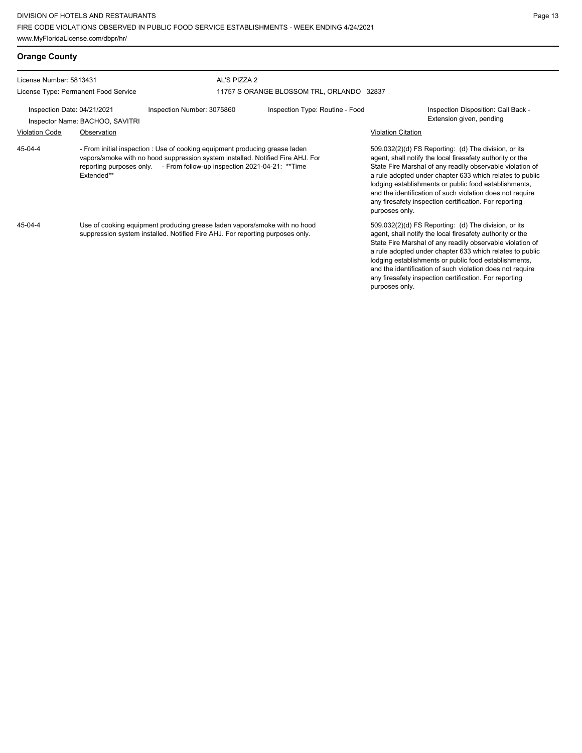## Orange County

License Number: 5813431

License Type: Permanent Food Service

AL'S PIZZA 2

11757 S ORANGE BLOSSOM TRL, ORLANDO 32837

Inspection Date: 04/21/2021

Inspection Number: 3075860

Inspection Type: Routine - Food

Inspection Disposition: Call Back - Extension given, pending

Inspector Name: BACHOO, SAVITRI

| Violation Code | Observation | Violation Citation |
| --- | --- | --- |
| 45-04-4 | - From initial inspection : Use of cooking equipment producing grease laden vapors/smoke with no hood suppression system installed. Notified Fire AHJ. For reporting purposes only. - From follow-up inspection 2021-04-21: **Time Extended** | 509.032(2)(d) FS Reporting: (d) The division, or its agent, shall notify the local firesafety authority or the State Fire Marshal of any readily observable violation of a rule adopted under chapter 633 which relates to public lodging establishments or public food establishments, and the identification of such violation does not require any firesafety inspection certification. For reporting purposes only. |
| 45-04-4 | Use of cooking equipment producing grease laden vapors/smoke with no hood suppression system installed. Notified Fire AHJ. For reporting purposes only. | 509.032(2)(d) FS Reporting: (d) The division, or its agent, shall notify the local firesafety authority or the State Fire Marshal of any readily observable violation of a rule adopted under chapter 633 which relates to public lodging establishments or public food establishments, and the identification of such violation does not require any firesafety inspection certification. For reporting purposes only. |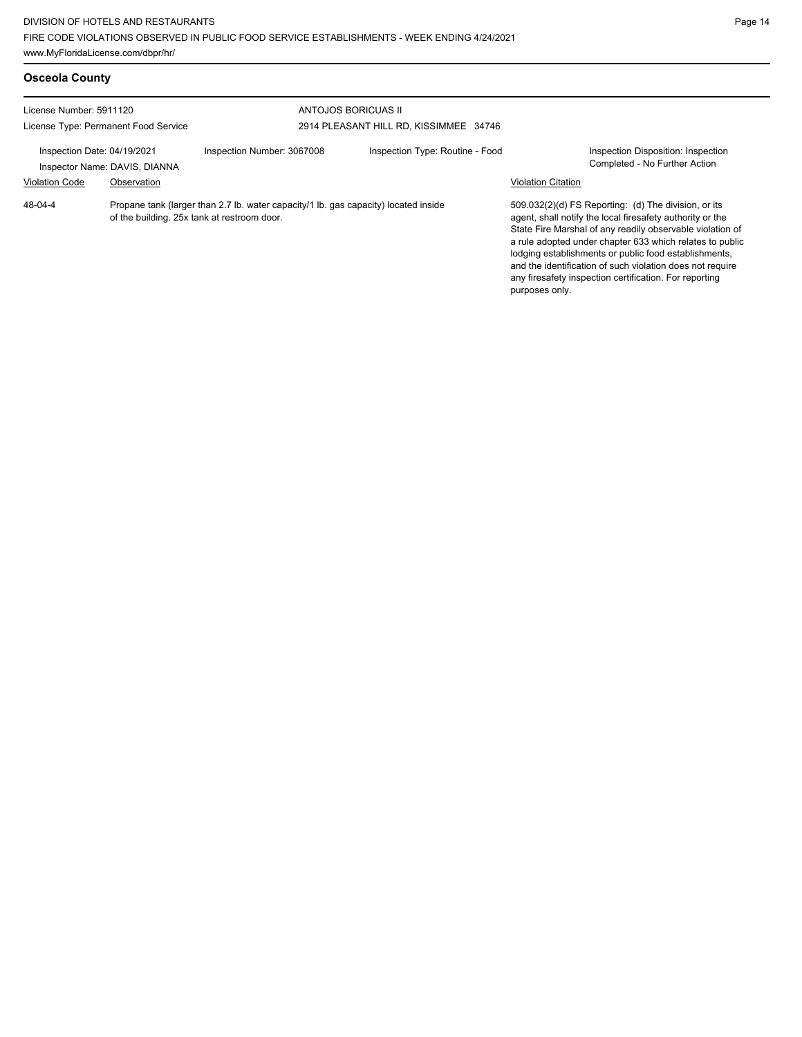## Osceola County

License Number: 5911120
License Type: Permanent Food Service

ANTOJOS BORICUAS II
2914 PLEASANT HILL RD, KISSIMMEE 34746

Inspection Date: 04/19/2021
Inspector Name: DAVIS, DIANNA

Inspection Number: 3067008

Inspection Type: Routine - Food

Inspection Disposition: Inspection Completed - No Further Action

| Violation Code | Observation | Violation Citation |
| --- | --- | --- |
| 48-04-4 | Propane tank (larger than 2.7 lb. water capacity/1 lb. gas capacity) located inside of the building. 25x tank at restroom door. | 509.032(2)(d) FS Reporting: (d) The division, or its agent, shall notify the local firesafety authority or the State Fire Marshal of any readily observable violation of a rule adopted under chapter 633 which relates to public lodging establishments or public food establishments, and the identification of such violation does not require any firesafety inspection certification. For reporting purposes only. |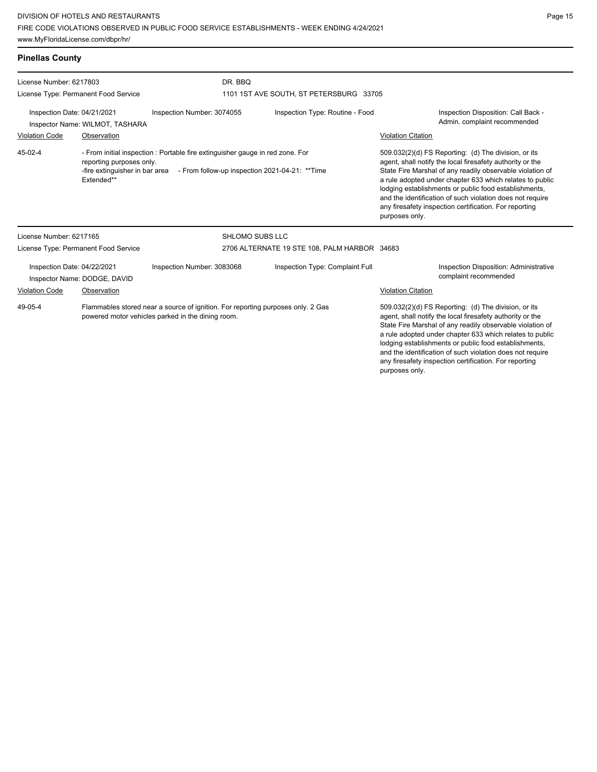## Pinellas County

License Number: 6217803
License Type: Permanent Food Service

DR. BBQ
1101 1ST AVE SOUTH, ST PETERSBURG 33705

Inspection Date: 04/21/2021
Inspector Name: WILMOT, TASHARA
Inspection Number: 3074055
Inspection Type: Routine - Food
Inspection Disposition: Call Back - Admin. complaint recommended

| Violation Code | Observation | Violation Citation |
| --- | --- | --- |
| 45-02-4 | - From initial inspection : Portable fire extinguisher gauge in red zone. For reporting purposes only. -fire extinguisher in bar area - From follow-up inspection 2021-04-21: **Time Extended** | 509.032(2)(d) FS Reporting: (d) The division, or its agent, shall notify the local firesafety authority or the State Fire Marshal of any readily observable violation of a rule adopted under chapter 633 which relates to public lodging establishments or public food establishments, and the identification of such violation does not require any firesafety inspection certification. For reporting purposes only. |

License Number: 6217165
License Type: Permanent Food Service

SHLOMO SUBS LLC
2706 ALTERNATE 19 STE 108, PALM HARBOR 34683

Inspection Date: 04/22/2021
Inspector Name: DODGE, DAVID
Inspection Number: 3083068
Inspection Type: Complaint Full
Inspection Disposition: Administrative complaint recommended

| Violation Code | Observation | Violation Citation |
| --- | --- | --- |
| 49-05-4 | Flammables stored near a source of ignition. For reporting purposes only. 2 Gas powered motor vehicles parked in the dining room. | 509.032(2)(d) FS Reporting: (d) The division, or its agent, shall notify the local firesafety authority or the State Fire Marshal of any readily observable violation of a rule adopted under chapter 633 which relates to public lodging establishments or public food establishments, and the identification of such violation does not require any firesafety inspection certification. For reporting purposes only. |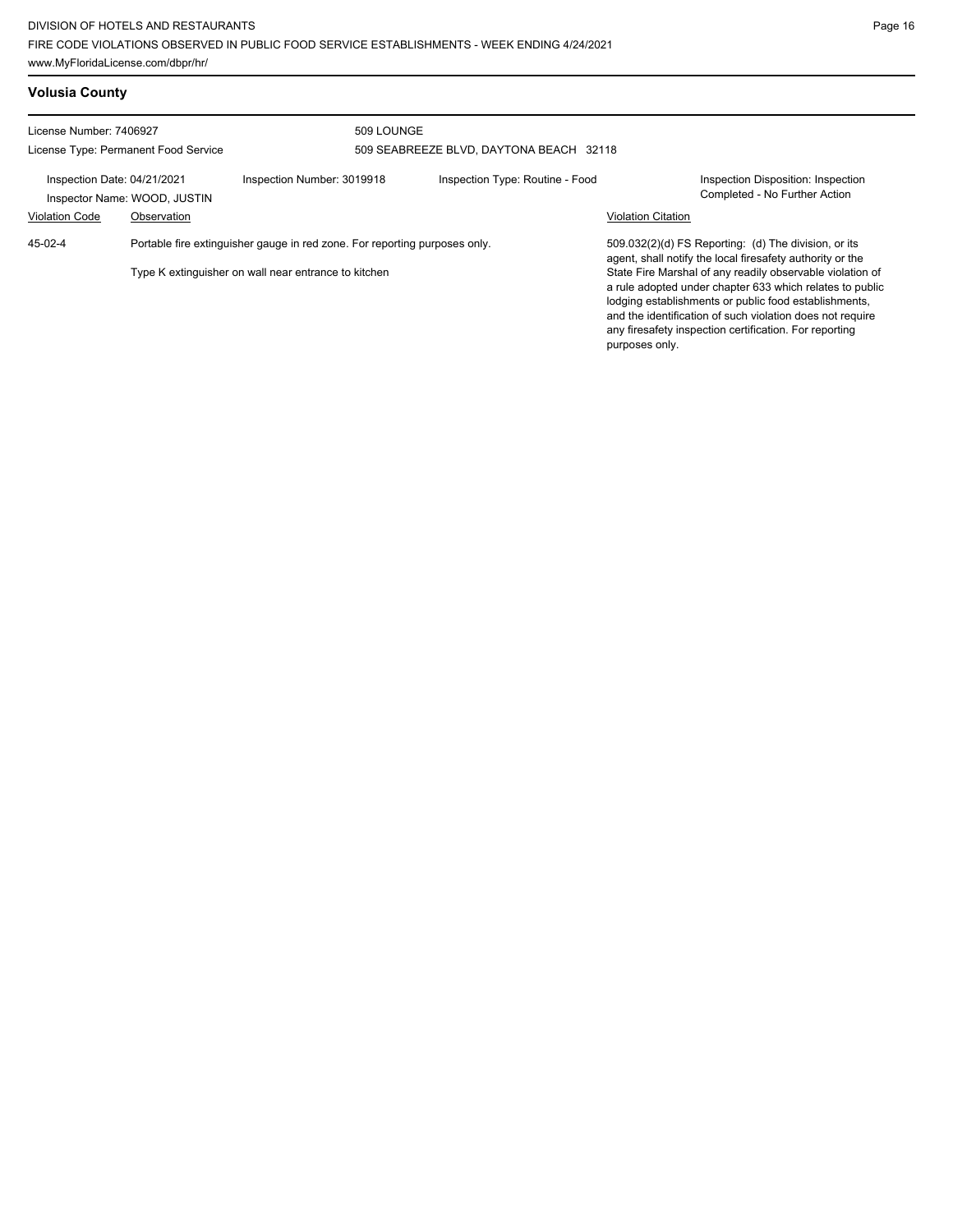## Volusia County

License Number: 7406927

License Type: Permanent Food Service

509 LOUNGE

509 SEABREEZE BLVD, DAYTONA BEACH 32118

Inspection Date: 04/21/2021

Inspector Name: WOOD, JUSTIN

Inspection Number: 3019918

Inspection Type: Routine - Food

Inspection Disposition: Inspection Completed - No Further Action

| Violation Code | Observation | Violation Citation |
| --- | --- | --- |
| 45-02-4 | Portable fire extinguisher gauge in red zone. For reporting purposes only.<br><br>Type K extinguisher on wall near entrance to kitchen | 509.032(2)(d) FS Reporting: (d) The division, or its agent, shall notify the local firesafety authority or the State Fire Marshal of any readily observable violation of a rule adopted under chapter 633 which relates to public lodging establishments or public food establishments, and the identification of such violation does not require any firesafety inspection certification. For reporting purposes only. |